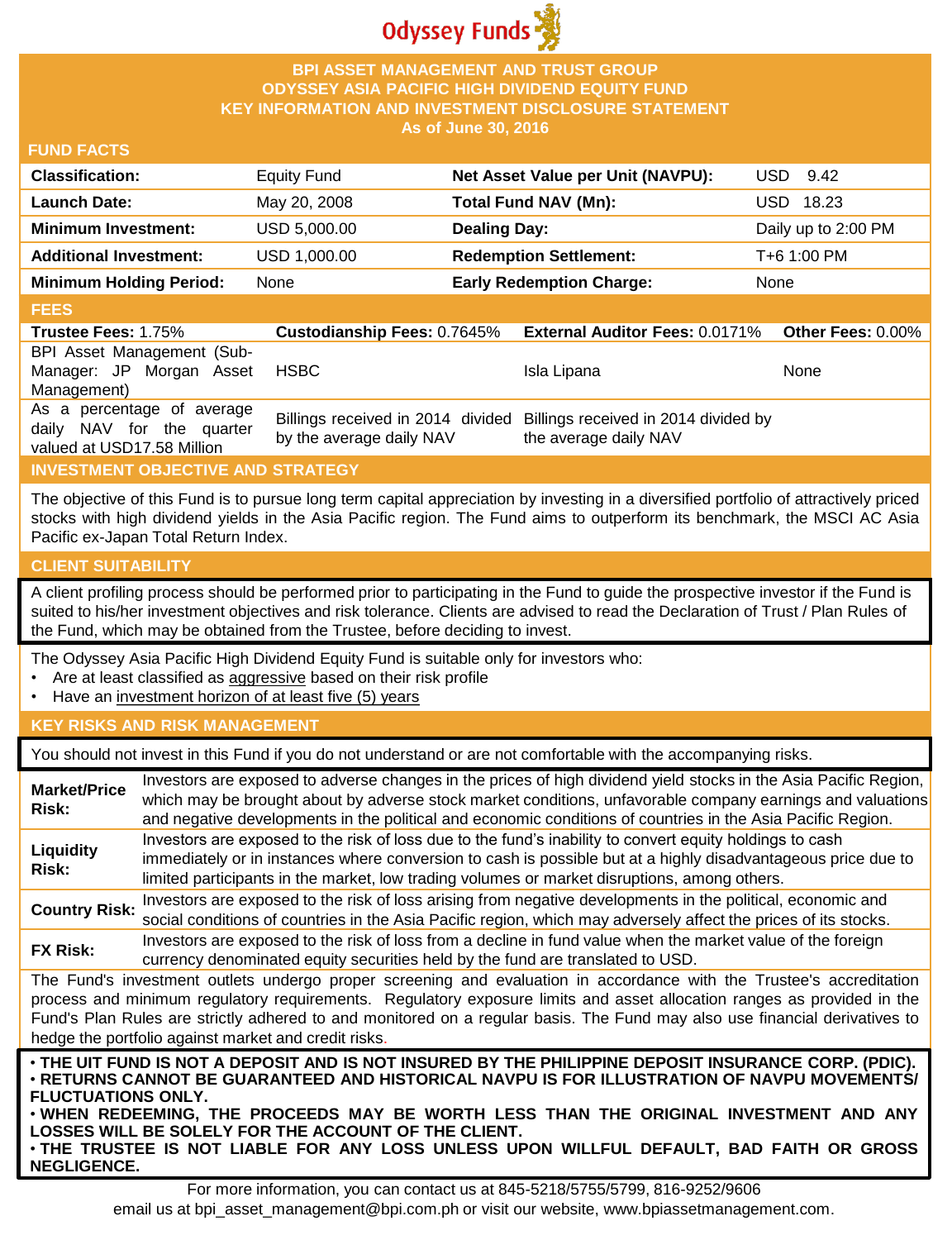Odyssey Funds

# BPI ASSET MANAGEMENT AND TRUST GROUP
# ODYSSEY ASIA PACIFIC HIGH DIVIDEND EQUITY FUND
# KEY INFORMATION AND INVESTMENT DISCLOSURE STATEMENT
**As of June 30, 2016**

## FUND FACTS

| | | | |
|---|---|---|---|
| **Classification:** | Equity Fund | **Net Asset Value per Unit (NAVPU):** | USD 9.42 |
| **Launch Date:** | May 20, 2008 | **Total Fund NAV (Mn):** | USD 18.23 |
| **Minimum Investment:** | USD 5,000.00 | **Dealing Day:** | Daily up to 2:00 PM |
| **Additional Investment:** | USD 1,000.00 | **Redemption Settlement:** | T+6 1:00 PM |
| **Minimum Holding Period:** | None | **Early Redemption Charge:** | None |

## FEES

| **Trustee Fees:** 1.75% | **Custodianship Fees:** 0.7645% | **External Auditor Fees:** 0.0171% | **Other Fees:** 0.00% |
|---|---|---|---|
| BPI Asset Management (Sub-Manager: JP Morgan Asset Management) | HSBC | Isla Lipana | None |
| As a percentage of average daily NAV for the quarter valued at USD17.58 Million | Billings received in 2014 divided by the average daily NAV | Billings received in 2014 divided by the average daily NAV | |

## INVESTMENT OBJECTIVE AND STRATEGY

The objective of this Fund is to pursue long term capital appreciation by investing in a diversified portfolio of attractively priced stocks with high dividend yields in the Asia Pacific region. The Fund aims to outperform its benchmark, the MSCI AC Asia Pacific ex-Japan Total Return Index.

## CLIENT SUITABILITY

A client profiling process should be performed prior to participating in the Fund to guide the prospective investor if the Fund is suited to his/her investment objectives and risk tolerance. Clients are advised to read the Declaration of Trust / Plan Rules of the Fund, which may be obtained from the Trustee, before deciding to invest.

The Odyssey Asia Pacific High Dividend Equity Fund is suitable only for investors who:

- Are at least classified as aggressive based on their risk profile
- Have an investment horizon of at least five (5) years

## KEY RISKS AND RISK MANAGEMENT

You should not invest in this Fund if you do not understand or are not comfortable with the accompanying risks.

| | |
|---|---|
| **Market/Price Risk:** | Investors are exposed to adverse changes in the prices of high dividend yield stocks in the Asia Pacific Region, which may be brought about by adverse stock market conditions, unfavorable company earnings and valuations and negative developments in the political and economic conditions of countries in the Asia Pacific Region. |
| **Liquidity Risk:** | Investors are exposed to the risk of loss due to the fund's inability to convert equity holdings to cash immediately or in instances where conversion to cash is possible but at a highly disadvantageous price due to limited participants in the market, low trading volumes or market disruptions, among others. |
| **Country Risk:** | Investors are exposed to the risk of loss arising from negative developments in the political, economic and social conditions of countries in the Asia Pacific region, which may adversely affect the prices of its stocks. |
| **FX Risk:** | Investors are exposed to the risk of loss from a decline in fund value when the market value of the foreign currency denominated equity securities held by the fund are translated to USD. |

The Fund's investment outlets undergo proper screening and evaluation in accordance with the Trustee's accreditation process and minimum regulatory requirements. Regulatory exposure limits and asset allocation ranges as provided in the Fund's Plan Rules are strictly adhered to and monitored on a regular basis. The Fund may also use financial derivatives to hedge the portfolio against market and credit risks.

- **THE UIT FUND IS NOT A DEPOSIT AND IS NOT INSURED BY THE PHILIPPINE DEPOSIT INSURANCE CORP. (PDIC).**
- **RETURNS CANNOT BE GUARANTEED AND HISTORICAL NAVPU IS FOR ILLUSTRATION OF NAVPU MOVEMENTS/ FLUCTUATIONS ONLY.**
- **WHEN REDEEMING, THE PROCEEDS MAY BE WORTH LESS THAN THE ORIGINAL INVESTMENT AND ANY LOSSES WILL BE SOLELY FOR THE ACCOUNT OF THE CLIENT.**
- **THE TRUSTEE IS NOT LIABLE FOR ANY LOSS UNLESS UPON WILLFUL DEFAULT, BAD FAITH OR GROSS NEGLIGENCE.**

For more information, you can contact us at 845-5218/5755/5799, 816-9252/9606
email us at bpi_asset_management@bpi.com.ph or visit our website, www.bpiassetmanagement.com.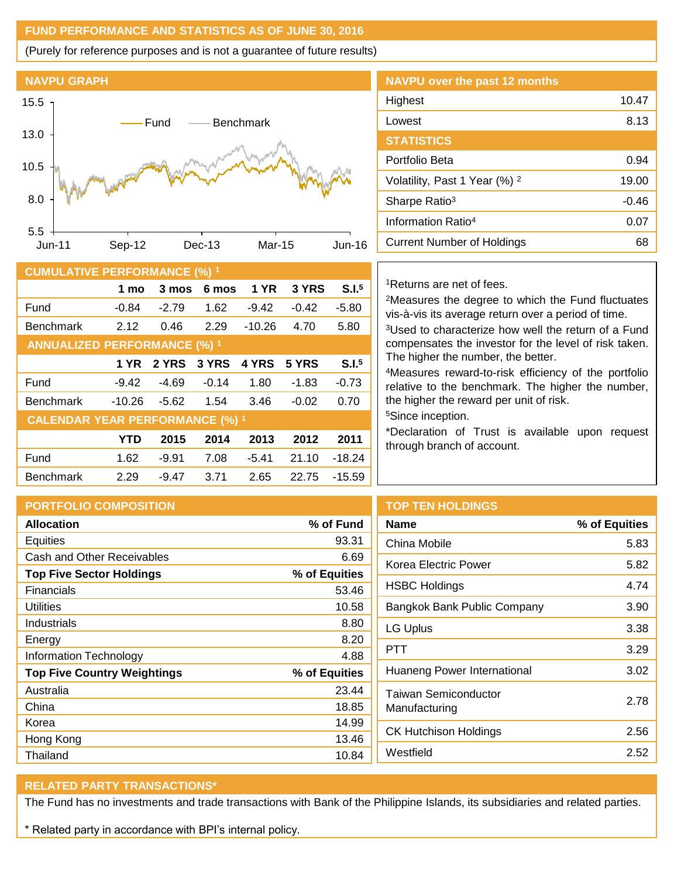## FUND PERFORMANCE AND STATISTICS AS OF JUNE 30, 2016

(Purely for reference purposes and is not a guarantee of future results)

### NAVPU GRAPH

### NAVPU over the past 12 months

| | |
|---|---|
| Highest | 10.47 |
| Lowest | 8.13 |

### STATISTICS

| | |
|---|---|
| Portfolio Beta | 0.94 |
| Volatility, Past 1 Year (%) [2] | 19.00 |
| Sharpe Ratio[3] | -0.46 |
| Information Ratio[4] | 0.07 |
| Current Number of Holdings | 68 |

### CUMULATIVE PERFORMANCE (%) [1]

| | 1 mo | 3 mos | 6 mos | 1 YR | 3 YRS | S.I.[5] |
|---|---|---|---|---|---|---|
| Fund | -0.84 | -2.79 | 1.62 | -9.42 | -0.42 | -5.80 |
| Benchmark | 2.12 | 0.46 | 2.29 | -10.26 | 4.70 | 5.80 |

### ANNUALIZED PERFORMANCE (%) [1]

| | 1 YR | 2 YRS | 3 YRS | 4 YRS | 5 YRS | S.I.[5] |
|---|---|---|---|---|---|---|
| Fund | -9.42 | -4.69 | -0.14 | 1.80 | -1.83 | -0.73 |
| Benchmark | -10.26 | -5.62 | 1.54 | 3.46 | -0.02 | 0.70 |

### CALENDAR YEAR PERFORMANCE (%) [1]

| | YTD | 2015 | 2014 | 2013 | 2012 | 2011 |
|---|---|---|---|---|---|---|
| Fund | 1.62 | -9.91 | 7.08 | -5.41 | 21.10 | -18.24 |
| Benchmark | 2.29 | -9.47 | 3.71 | 2.65 | 22.75 | -15.59 |

[1]Returns are net of fees.

[2]Measures the degree to which the Fund fluctuates vis-à-vis its average return over a period of time.

[3]Used to characterize how well the return of a Fund compensates the investor for the level of risk taken. The higher the number, the better.

[4]Measures reward-to-risk efficiency of the portfolio relative to the benchmark. The higher the number, the higher the reward per unit of risk.

[5]Since inception.

*Declaration of Trust is available upon request through branch of account.

### PORTFOLIO COMPOSITION

| Allocation | % of Fund |
|---|---|
| Equities | 93.31 |
| Cash and Other Receivables | 6.69 |
| **Top Five Sector Holdings** | **% of Equities** |
| Financials | 53.46 |
| Utilities | 10.58 |
| Industrials | 8.80 |
| Energy | 8.20 |
| Information Technology | 4.88 |
| **Top Five Country Weightings** | **% of Equities** |
| Australia | 23.44 |
| China | 18.85 |
| Korea | 14.99 |
| Hong Kong | 13.46 |
| Thailand | 10.84 |

### TOP TEN HOLDINGS

| Name | % of Equities |
|---|---|
| China Mobile | 5.83 |
| Korea Electric Power | 5.82 |
| HSBC Holdings | 4.74 |
| Bangkok Bank Public Company | 3.90 |
| LG Uplus | 3.38 |
| PTT | 3.29 |
| Huaneng Power International | 3.02 |
| Taiwan Semiconductor Manufacturing | 2.78 |
| CK Hutchison Holdings | 2.56 |
| Westfield | 2.52 |

### RELATED PARTY TRANSACTIONS*

The Fund has no investments and trade transactions with Bank of the Philippine Islands, its subsidiaries and related parties.

* Related party in accordance with BPI's internal policy.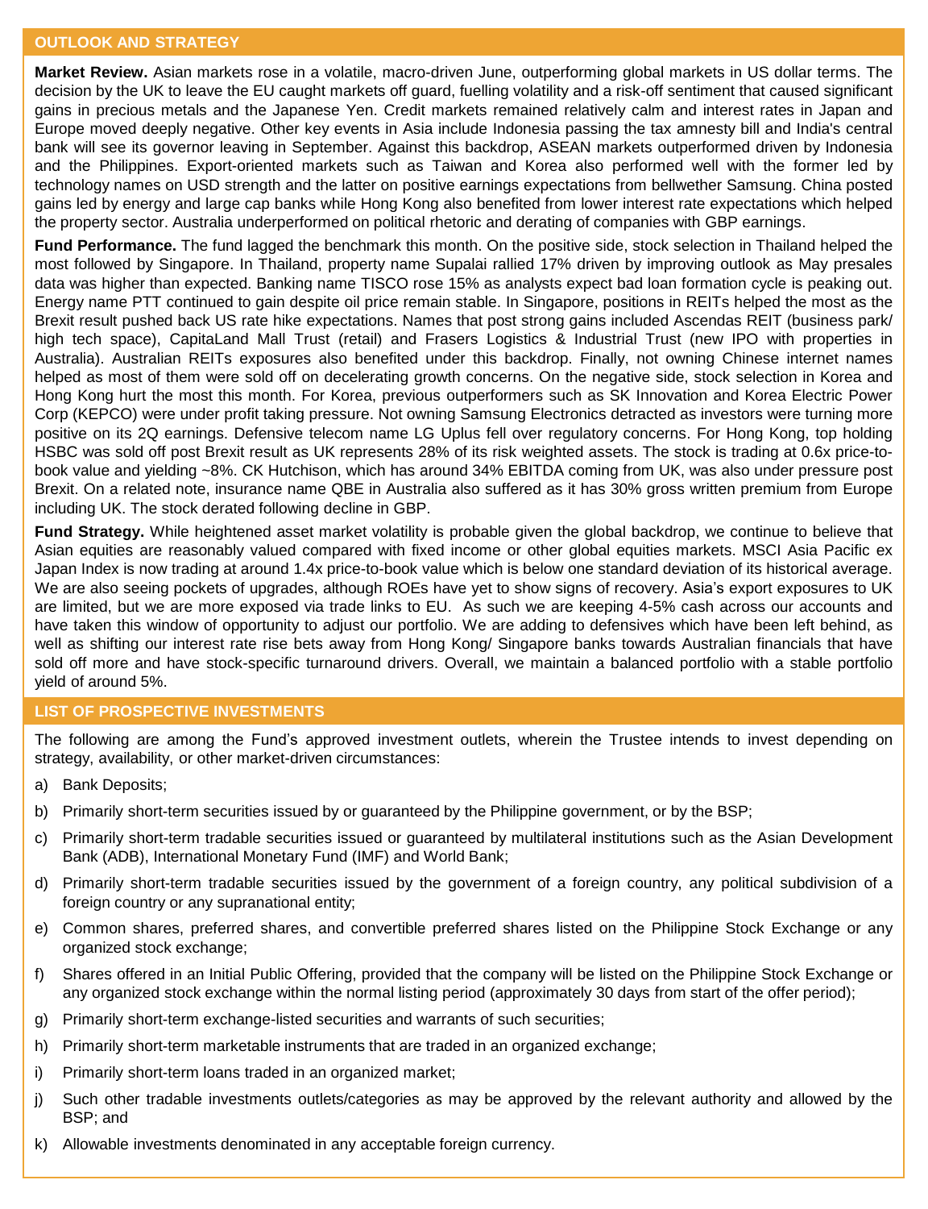## OUTLOOK AND STRATEGY

**Market Review.** Asian markets rose in a volatile, macro-driven June, outperforming global markets in US dollar terms. The decision by the UK to leave the EU caught markets off guard, fuelling volatility and a risk-off sentiment that caused significant gains in precious metals and the Japanese Yen. Credit markets remained relatively calm and interest rates in Japan and Europe moved deeply negative. Other key events in Asia include Indonesia passing the tax amnesty bill and India's central bank will see its governor leaving in September. Against this backdrop, ASEAN markets outperformed driven by Indonesia and the Philippines. Export-oriented markets such as Taiwan and Korea also performed well with the former led by technology names on USD strength and the latter on positive earnings expectations from bellwether Samsung. China posted gains led by energy and large cap banks while Hong Kong also benefited from lower interest rate expectations which helped the property sector. Australia underperformed on political rhetoric and derating of companies with GBP earnings.

**Fund Performance.** The fund lagged the benchmark this month. On the positive side, stock selection in Thailand helped the most followed by Singapore. In Thailand, property name Supalai rallied 17% driven by improving outlook as May presales data was higher than expected. Banking name TISCO rose 15% as analysts expect bad loan formation cycle is peaking out. Energy name PTT continued to gain despite oil price remain stable. In Singapore, positions in REITs helped the most as the Brexit result pushed back US rate hike expectations. Names that post strong gains included Ascendas REIT (business park/ high tech space), CapitaLand Mall Trust (retail) and Frasers Logistics & Industrial Trust (new IPO with properties in Australia). Australian REITs exposures also benefited under this backdrop. Finally, not owning Chinese internet names helped as most of them were sold off on decelerating growth concerns. On the negative side, stock selection in Korea and Hong Kong hurt the most this month. For Korea, previous outperformers such as SK Innovation and Korea Electric Power Corp (KEPCO) were under profit taking pressure. Not owning Samsung Electronics detracted as investors were turning more positive on its 2Q earnings. Defensive telecom name LG Uplus fell over regulatory concerns. For Hong Kong, top holding HSBC was sold off post Brexit result as UK represents 28% of its risk weighted assets. The stock is trading at 0.6x price-to-book value and yielding ~8%. CK Hutchison, which has around 34% EBITDA coming from UK, was also under pressure post Brexit. On a related note, insurance name QBE in Australia also suffered as it has 30% gross written premium from Europe including UK. The stock derated following decline in GBP.

**Fund Strategy.** While heightened asset market volatility is probable given the global backdrop, we continue to believe that Asian equities are reasonably valued compared with fixed income or other global equities markets. MSCI Asia Pacific ex Japan Index is now trading at around 1.4x price-to-book value which is below one standard deviation of its historical average. We are also seeing pockets of upgrades, although ROEs have yet to show signs of recovery. Asia's export exposures to UK are limited, but we are more exposed via trade links to EU. As such we are keeping 4-5% cash across our accounts and have taken this window of opportunity to adjust our portfolio. We are adding to defensives which have been left behind, as well as shifting our interest rate rise bets away from Hong Kong/ Singapore banks towards Australian financials that have sold off more and have stock-specific turnaround drivers. Overall, we maintain a balanced portfolio with a stable portfolio yield of around 5%.

## LIST OF PROSPECTIVE INVESTMENTS

The following are among the Fund's approved investment outlets, wherein the Trustee intends to invest depending on strategy, availability, or other market-driven circumstances:

a) Bank Deposits;

b) Primarily short-term securities issued by or guaranteed by the Philippine government, or by the BSP;

c) Primarily short-term tradable securities issued or guaranteed by multilateral institutions such as the Asian Development Bank (ADB), International Monetary Fund (IMF) and World Bank;

d) Primarily short-term tradable securities issued by the government of a foreign country, any political subdivision of a foreign country or any supranational entity;

e) Common shares, preferred shares, and convertible preferred shares listed on the Philippine Stock Exchange or any organized stock exchange;

f) Shares offered in an Initial Public Offering, provided that the company will be listed on the Philippine Stock Exchange or any organized stock exchange within the normal listing period (approximately 30 days from start of the offer period);

g) Primarily short-term exchange-listed securities and warrants of such securities;

h) Primarily short-term marketable instruments that are traded in an organized exchange;

i) Primarily short-term loans traded in an organized market;

j) Such other tradable investments outlets/categories as may be approved by the relevant authority and allowed by the BSP; and

k) Allowable investments denominated in any acceptable foreign currency.